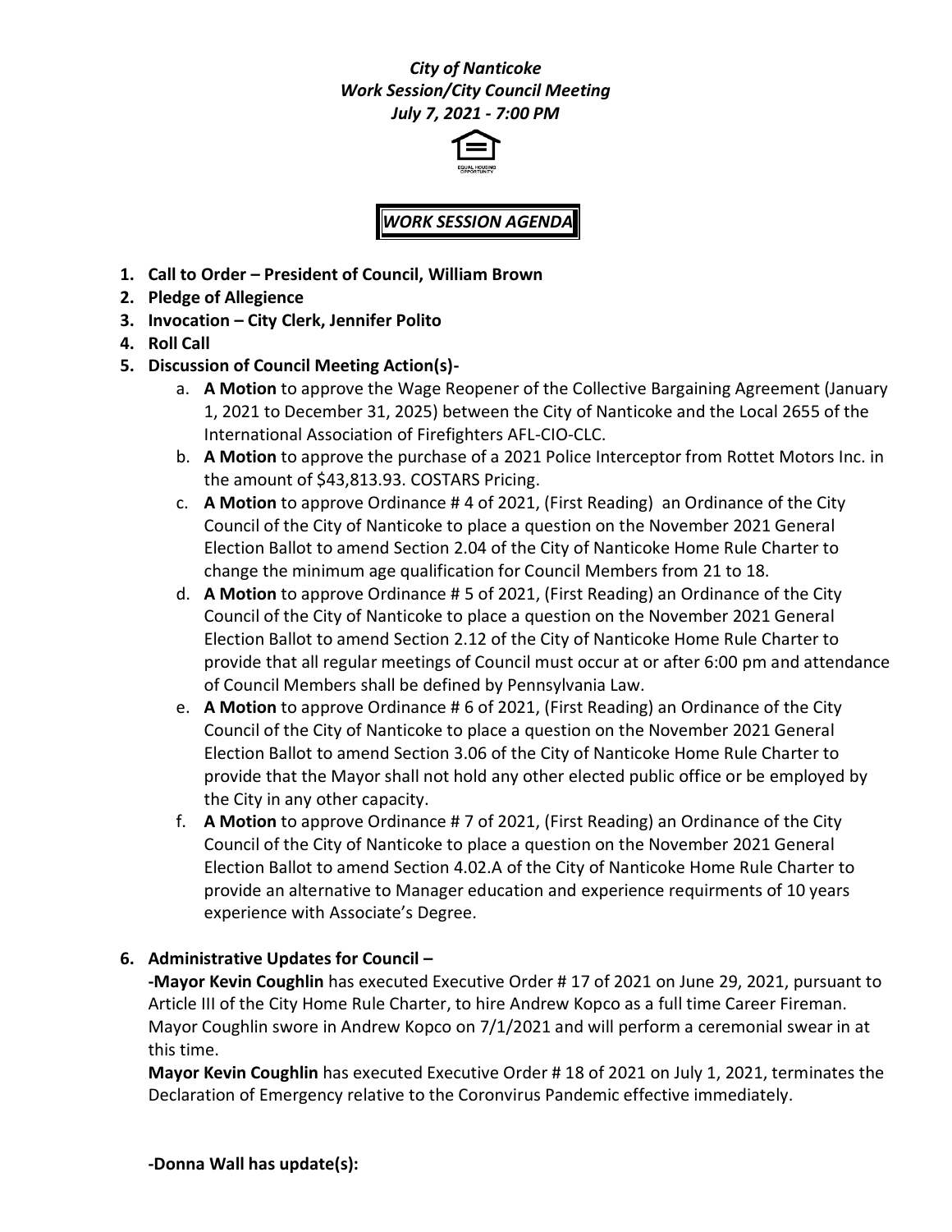***City of Nanticoke***
***Work Session/City Council Meeting***
***July 7, 2021 - 7:00 PM***

***WORK SESSION AGENDA***

1. **Call to Order – President of Council, William Brown**
2. **Pledge of Allegience**
3. **Invocation – City Clerk, Jennifer Polito**
4. **Roll Call**
5. **Discussion of Council Meeting Action(s)-**
   a. **A Motion** to approve the Wage Reopener of the Collective Bargaining Agreement (January 1, 2021 to December 31, 2025) between the City of Nanticoke and the Local 2655 of the International Association of Firefighters AFL-CIO-CLC.
   b. **A Motion** to approve the purchase of a 2021 Police Interceptor from Rottet Motors Inc. in the amount of $43,813.93. COSTARS Pricing.
   c. **A Motion** to approve Ordinance # 4 of 2021, (First Reading) an Ordinance of the City Council of the City of Nanticoke to place a question on the November 2021 General Election Ballot to amend Section 2.04 of the City of Nanticoke Home Rule Charter to change the minimum age qualification for Council Members from 21 to 18.
   d. **A Motion** to approve Ordinance # 5 of 2021, (First Reading) an Ordinance of the City Council of the City of Nanticoke to place a question on the November 2021 General Election Ballot to amend Section 2.12 of the City of Nanticoke Home Rule Charter to provide that all regular meetings of Council must occur at or after 6:00 pm and attendance of Council Members shall be defined by Pennsylvania Law.
   e. **A Motion** to approve Ordinance # 6 of 2021, (First Reading) an Ordinance of the City Council of the City of Nanticoke to place a question on the November 2021 General Election Ballot to amend Section 3.06 of the City of Nanticoke Home Rule Charter to provide that the Mayor shall not hold any other elected public office or be employed by the City in any other capacity.
   f. **A Motion** to approve Ordinance # 7 of 2021, (First Reading) an Ordinance of the City Council of the City of Nanticoke to place a question on the November 2021 General Election Ballot to amend Section 4.02.A of the City of Nanticoke Home Rule Charter to provide an alternative to Manager education and experience requirments of 10 years experience with Associate's Degree.

6. **Administrative Updates for Council –**

   **-Mayor Kevin Coughlin** has executed Executive Order # 17 of 2021 on June 29, 2021, pursuant to Article III of the City Home Rule Charter, to hire Andrew Kopco as a full time Career Fireman. Mayor Coughlin swore in Andrew Kopco on 7/1/2021 and will perform a ceremonial swear in at this time.

   **Mayor Kevin Coughlin** has executed Executive Order # 18 of 2021 on July 1, 2021, terminates the Declaration of Emergency relative to the Coronvirus Pandemic effective immediately.

   **-Donna Wall has update(s):**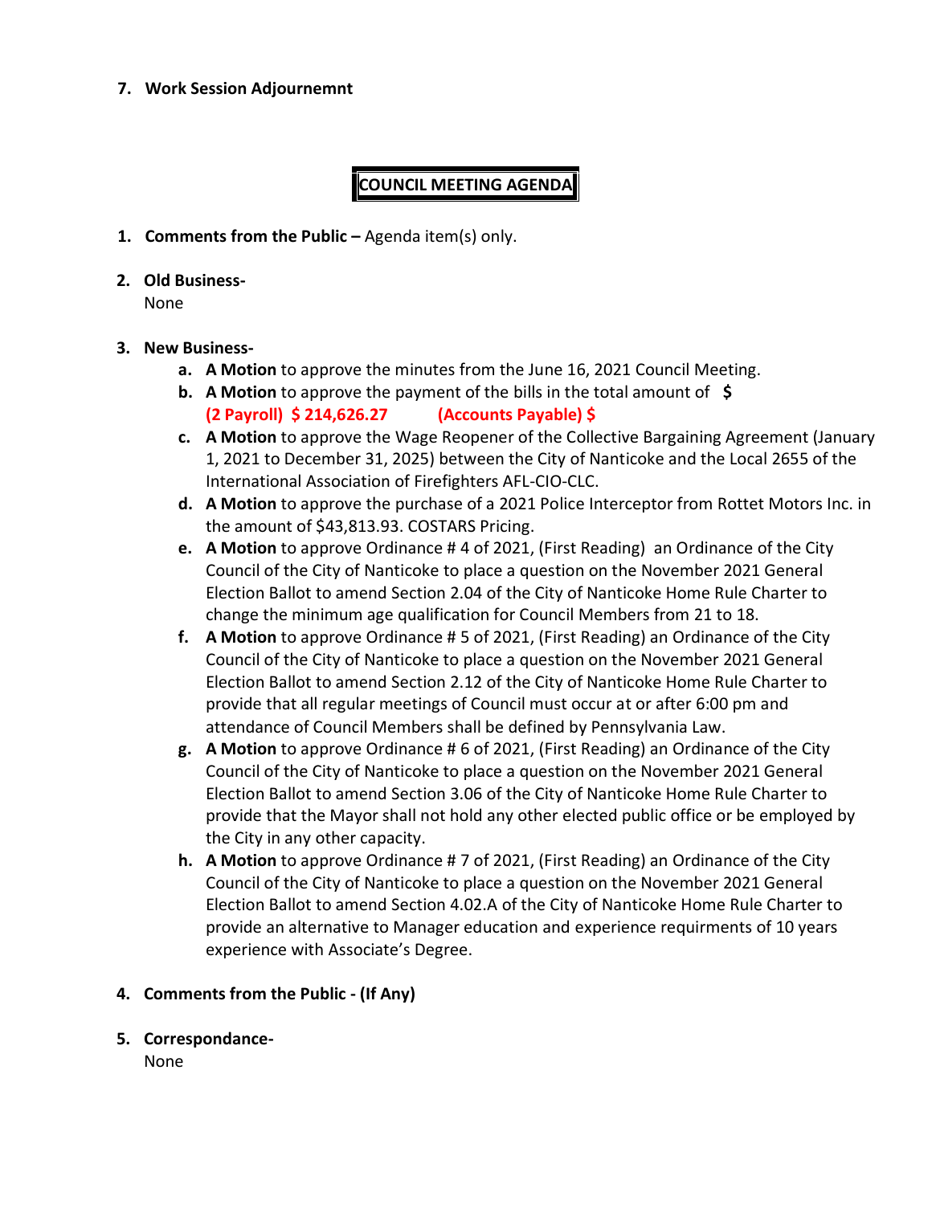7. **Work Session Adjournemnt**

## COUNCIL MEETING AGENDA

1. **Comments from the Public –** Agenda item(s) only.

2. **Old Business-**
   None

3. **New Business-**
   a. **A Motion** to approve the minutes from the June 16, 2021 Council Meeting.
   b. **A Motion** to approve the payment of the bills in the total amount of **$**
      **(2 Payroll) $ 214,626.27 (Accounts Payable) $**
   c. **A Motion** to approve the Wage Reopener of the Collective Bargaining Agreement (January 1, 2021 to December 31, 2025) between the City of Nanticoke and the Local 2655 of the International Association of Firefighters AFL-CIO-CLC.
   d. **A Motion** to approve the purchase of a 2021 Police Interceptor from Rottet Motors Inc. in the amount of $43,813.93. COSTARS Pricing.
   e. **A Motion** to approve Ordinance # 4 of 2021, (First Reading) an Ordinance of the City Council of the City of Nanticoke to place a question on the November 2021 General Election Ballot to amend Section 2.04 of the City of Nanticoke Home Rule Charter to change the minimum age qualification for Council Members from 21 to 18.
   f. **A Motion** to approve Ordinance # 5 of 2021, (First Reading) an Ordinance of the City Council of the City of Nanticoke to place a question on the November 2021 General Election Ballot to amend Section 2.12 of the City of Nanticoke Home Rule Charter to provide that all regular meetings of Council must occur at or after 6:00 pm and attendance of Council Members shall be defined by Pennsylvania Law.
   g. **A Motion** to approve Ordinance # 6 of 2021, (First Reading) an Ordinance of the City Council of the City of Nanticoke to place a question on the November 2021 General Election Ballot to amend Section 3.06 of the City of Nanticoke Home Rule Charter to provide that the Mayor shall not hold any other elected public office or be employed by the City in any other capacity.
   h. **A Motion** to approve Ordinance # 7 of 2021, (First Reading) an Ordinance of the City Council of the City of Nanticoke to place a question on the November 2021 General Election Ballot to amend Section 4.02.A of the City of Nanticoke Home Rule Charter to provide an alternative to Manager education and experience requirments of 10 years experience with Associate's Degree.

4. **Comments from the Public - (If Any)**

5. **Correspondance-**
   None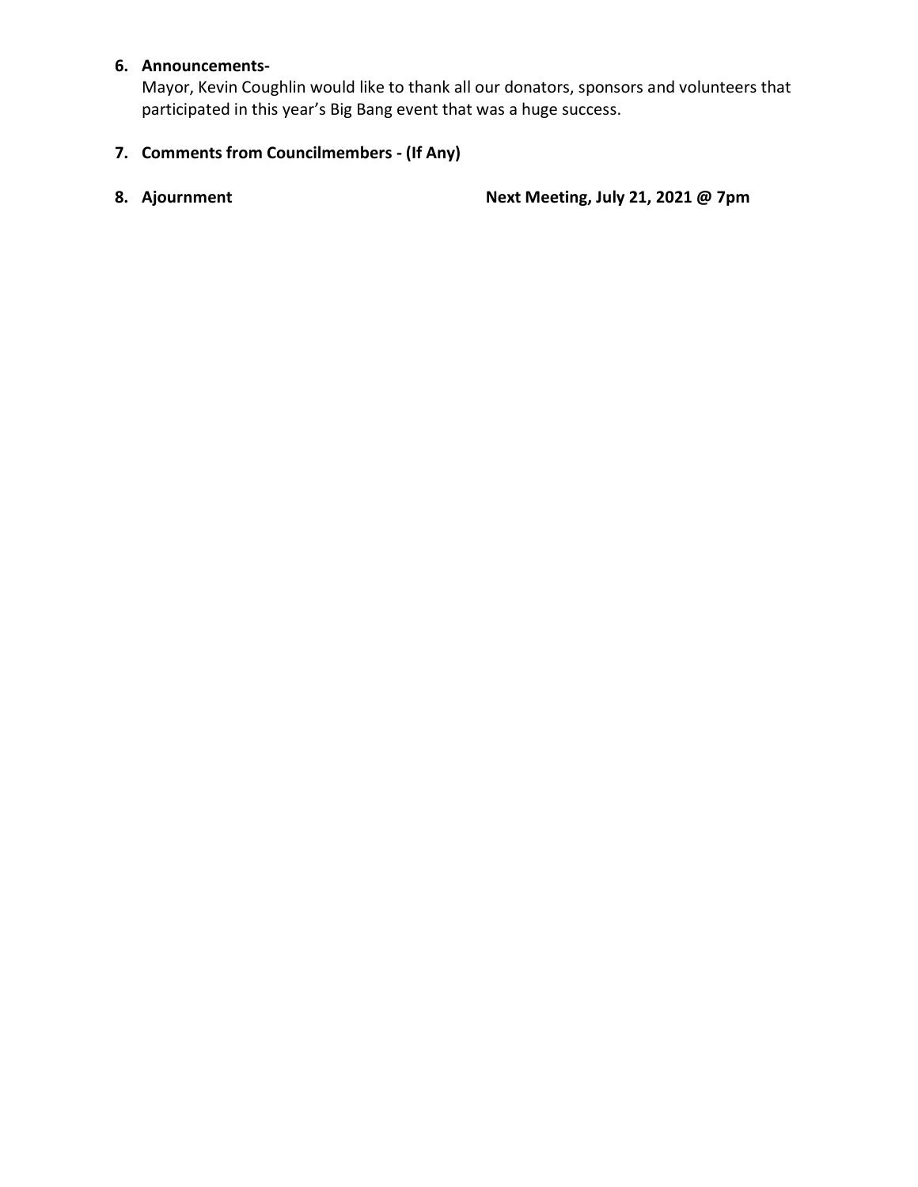6. **Announcements-**

   Mayor, Kevin Coughlin would like to thank all our donators, sponsors and volunteers that participated in this year's Big Bang event that was a huge success.

7. **Comments from Councilmembers - (If Any)**

8. **Ajournment** **Next Meeting, July 21, 2021 @ 7pm**